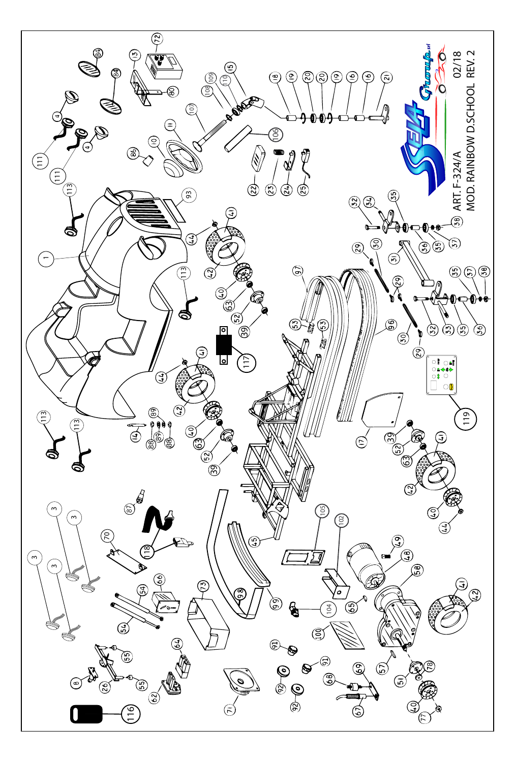ART. F-324/A

MOD. RAINBOW D.SCHOOL REV. 2

02/18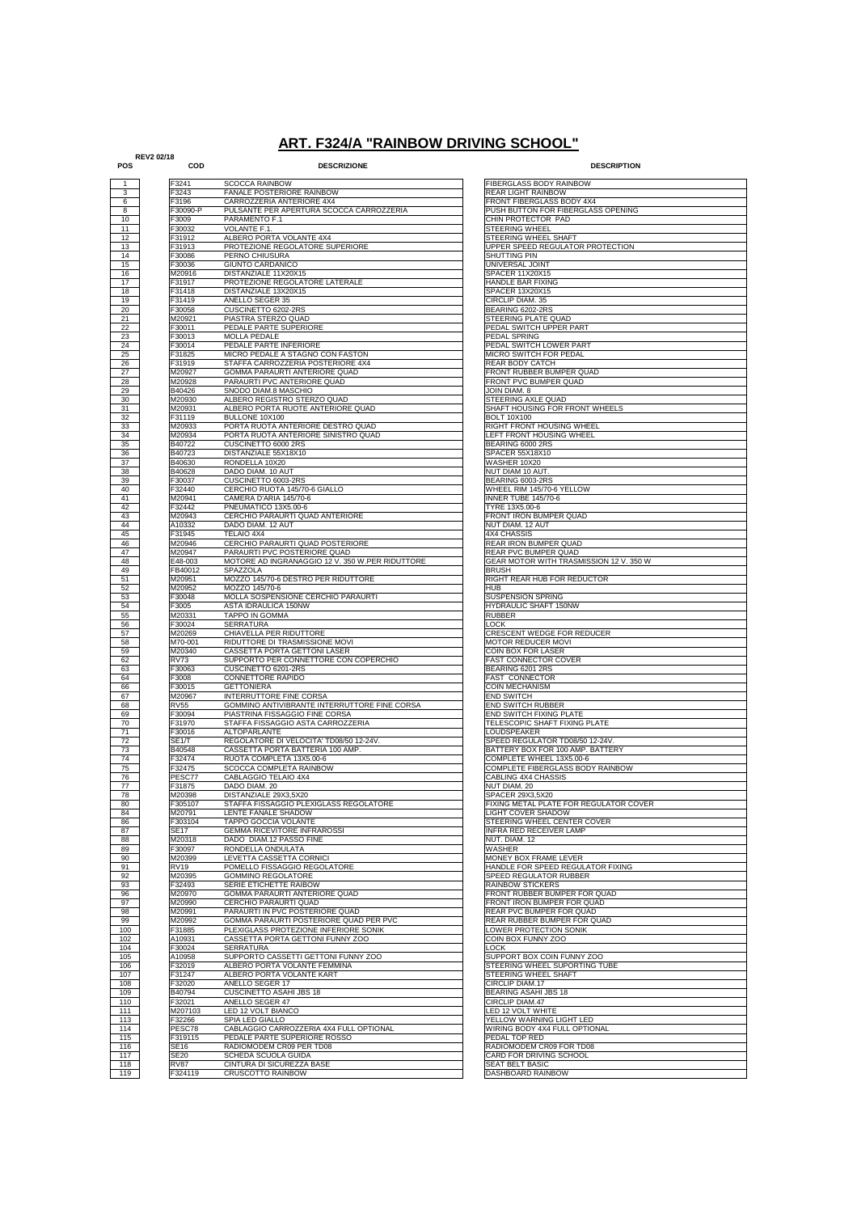# ART. F324/A "RAINBOW DRIVING SCHOOL"

REV2 02/18

| POS | COD | DESCRIZIONE | DESCRIPTION |
|---|---|---|---|
| 1 | F3241 | SCOCCA RAINBOW | FIBERGLASS BODY RAINBOW |
| 3 | F3243 | FANALE POSTERIORE RAINBOW | REAR LIGHT RAINBOW |
| 6 | F3196 | CARROZZERIA ANTERIORE 4X4 | FRONT FIBERGLASS BODY 4X4 |
| 8 | F30090-P | PULSANTE PER APERTURA SCOCCA CARROZZERIA | PUSH BUTTON FOR FIBERGLASS OPENING |
| 10 | F3009 | PARAMENTO F.1 | CHIN PROTECTOR PAD |
| 11 | F30032 | VOLANTE F.1. | STEERING WHEEL |
| 12 | F31912 | ALBERO PORTA VOLANTE 4X4 | STEERING WHEEL SHAFT |
| 13 | F31913 | PROTEZIONE REGOLATORE SUPERIORE | UPPER SPEED REGULATOR PROTECTION |
| 14 | F30086 | PERNO CHIUSURA | SHUTTING PIN |
| 15 | F30036 | GIUNTO CARDANICO | UNIVERSAL JOINT |
| 16 | M20916 | DISTANZIALE 11X20X15 | SPACER 11X20X15 |
| 17 | F31917 | PROTEZIONE REGOLATORE LATERALE | HANDLE BAR FIXING |
| 18 | F31418 | DISTANZIALE 13X20X15 | SPACER 13X20X15 |
| 19 | F31419 | ANELLO SEGER 35 | CIRCLIP DIAM. 35 |
| 20 | F30058 | CUSCINETTO 6202-2RS | BEARING 6202-2RS |
| 21 | M20921 | PIASTRA STERZO QUAD | STEERING PLATE QUAD |
| 22 | F30011 | PEDALE PARTE SUPERIORE | PEDAL SWITCH UPPER PART |
| 23 | F30013 | MOLLA PEDALE | PEDAL SPRING |
| 24 | F30014 | PEDALE PARTE INFERIORE | PEDAL SWITCH LOWER PART |
| 25 | F31825 | MICRO PEDALE A STAGNO CON FASTON | MICRO SWITCH FOR PEDAL |
| 26 | F31919 | STAFFA CARROZZERIA POSTERIORE 4X4 | REAR BODY CATCH |
| 27 | M20927 | GOMMA PARAURTI ANTERIORE QUAD | FRONT RUBBER BUMPER QUAD |
| 28 | M20928 | PARAURTI PVC ANTERIORE QUAD | FRONT PVC BUMPER QUAD |
| 29 | B40426 | SNODO DIAM.8 MASCHIO | JOIN DIAM. 8 |
| 30 | M20930 | ALBERO REGISTRO STERZO QUAD | STEERING AXLE QUAD |
| 31 | M20931 | ALBERO PORTA RUOTE ANTERIORE QUAD | SHAFT HOUSING FOR FRONT WHEELS |
| 32 | F31119 | BULLONE 10X100 | BOLT 10X100 |
| 33 | M20933 | PORTA RUOTA ANTERIORE DESTRO QUAD | RIGHT FRONT HOUSING WHEEL |
| 34 | M20934 | PORTA RUOTA ANTERIORE SINISTRO QUAD | LEFT FRONT HOUSING WHEEL |
| 35 | B40722 | CUSCINETTO 6000 2RS | BEARING 6000 2RS |
| 36 | B40723 | DISTANZIALE 55X18X10 | SPACER 55X18X10 |
| 37 | B40630 | RONDELLA 10X20 | WASHER 10X20 |
| 38 | B40628 | DADO DIAM. 10 AUT | NUT DIAM 10 AUT. |
| 39 | F30037 | CUSCINETTO 6003-2RS | BEARING 6003-2RS |
| 40 | F32440 | CERCHIO RUOTA 145/70-6 GIALLO | WHEEL RIM 145/70-6 YELLOW |
| 41 | M20941 | CAMERA D'ARIA 145/70-6 | INNER TUBE 145/70-6 |
| 42 | F32442 | PNEUMATICO 13X5.00-6 | TYRE 13X5.00-6 |
| 43 | M20943 | CERCHIO PARAURTI QUAD ANTERIORE | FRONT IRON BUMPER QUAD |
| 44 | A10332 | DADO DIAM. 12 AUT | NUT DIAM. 12 AUT |
| 45 | F31945 | TELAIO 4X4 | 4X4 CHASSIS |
| 46 | M20946 | CERCHIO PARAURTI QUAD POSTERIORE | REAR IRON BUMPER QUAD |
| 47 | M20947 | PARAURTI PVC POSTERIORE QUAD | REAR PVC BUMPER QUAD |
| 48 | E48-003 | MOTORE AD INGRANAGGIO 12 V. 350 W.PER RIDUTTORE | GEAR MOTOR WITH TRASMISSION 12 V. 350 W |
| 49 | FB40012 | SPAZZOLA | BRUSH |
| 51 | M20951 | MOZZO 145/70-6 DESTRO PER RIDUTTORE | RIGHT REAR HUB FOR REDUCTOR |
| 52 | M20952 | MOZZO 145/70-6 | HUB |
| 53 | F30048 | MOLLA SOSPENSIONE CERCHIO PARAURTI | SUSPENSION SPRING |
| 54 | F3005 | ASTA IDRAULICA 150NW | HYDRAULIC SHAFT 150NW |
| 55 | M20331 | TAPPO IN GOMMA | RUBBER |
| 56 | F30024 | SERRATURA | LOCK |
| 57 | M20269 | CHIAVELLA PER RIDUTTORE | CRESCENT WEDGE FOR REDUCER |
| 58 | M70-001 | RIDUTTORE DI TRASMISSIONE MOVI | MOTOR REDUCER MOVI |
| 59 | M20340 | CASSETTA PORTA GETTONI LASER | COIN BOX FOR LASER |
| 62 | RV73 | SUPPORTO PER CONNETTORE CON COPERCHIO | FAST CONNECTOR COVER |
| 63 | F30063 | CUSCINETTO 6201-2RS | BEARING 6201 2RS |
| 64 | F3008 | CONNETTORE RAPIDO | FAST CONNECTOR |
| 66 | F30015 | GETTONIERA | COIN MECHANISM |
| 67 | M20967 | INTERRUTTORE FINE CORSA | END SWITCH |
| 68 | RV55 | GOMMINO ANTIVIBRANTE INTERRUTTORE FINE CORSA | END SWITCH RUBBER |
| 69 | F30094 | PIASTRINA FISSAGGIO FINE CORSA | END SWITCH FIXING PLATE |
| 70 | F31970 | STAFFA FISSAGGIO ASTA CARROZZERIA | TELESCOPIC SHAFT FIXING PLATE |
| 71 | F30016 | ALTOPARLANTE | LOUDSPEAKER |
| 72 | SE1/T | REGOLATORE DI VELOCITA' TD08/50 12-24V. | SPEED REGULATOR TD08/50 12-24V. |
| 73 | B40548 | CASSETTA PORTA BATTERIA 100 AMP. | BATTERY BOX FOR 100 AMP. BATTERY |
| 74 | F32474 | RUOTA COMPLETA 13X5.00-6 | COMPLETE WHEEL 13X5.00-6 |
| 75 | F32475 | SCOCCA COMPLETA RAINBOW | COMPLETE FIBERGLASS BODY RAINBOW |
| 76 | PESC77 | CABLAGGIO TELAIO 4X4 | CABLING 4X4 CHASSIS |
| 77 | F31875 | DADO DIAM. 20 | NUT DIAM. 20 |
| 78 | M20398 | DISTANZIALE 29X3,5X20 | SPACER 29X3,5X20 |
| 80 | F305107 | STAFFA FISSAGGIO PLEXIGLASS REGOLATORE | FIXING METAL PLATE FOR REGULATOR COVER |
| 84 | M20791 | LENTE FANALE SHADOW | LIGHT COVER SHADOW |
| 86 | F303104 | TAPPO GOCCIA VOLANTE | STEERING WHEEL CENTER COVER |
| 87 | SE17 | GEMMA RICEVITORE INFRAROSSI | INFRA RED RECEIVER LAMP |
| 88 | M20318 | DADO DIAM.12 PASSO FINE | NUT. DIAM. 12 |
| 89 | F30097 | RONDELLA ONDULATA | WASHER |
| 90 | M20399 | LEVETTA CASSETTA CORNICI | MONEY BOX FRAME LEVER |
| 91 | RV19 | POMELLO FISSAGGIO REGOLATORE | HANDLE FOR SPEED REGULATOR FIXING |
| 92 | M20395 | GOMMINO REGOLATORE | SPEED REGULATOR RUBBER |
| 93 | F32493 | SERIE ETICHETTE RAIBOW | RAINBOW STICKERS |
| 96 | M20970 | GOMMA PARAURTI ANTERIORE QUAD | FRONT RUBBER BUMPER FOR QUAD |
| 97 | M20990 | CERCHIO PARAURTI QUAD | FRONT IRON BUMPER FOR QUAD |
| 98 | M20991 | PARAURTI IN PVC POSTERIORE QUAD | REAR PVC BUMPER FOR QUAD |
| 99 | M20992 | GOMMA PARAURTI POSTERIORE QUAD PER PVC | REAR RUBBER BUMPER FOR QUAD |
| 100 | F31885 | PLEXIGLASS PROTEZIONE INFERIORE SONIK | LOWER PROTECTION SONIK |
| 102 | A10931 | CASSETTA PORTA GETTONI FUNNY ZOO | COIN BOX FUNNY ZOO |
| 104 | F30024 | SERRATURA | LOCK |
| 105 | A10958 | SUPPORTO CASSETTI GETTONI FUNNY ZOO | SUPPORT BOX COIN FUNNY ZOO |
| 106 | F32019 | ALBERO PORTA VOLANTE FEMMINA | STEERING WHEEL SUPORTING TUBE |
| 107 | F31247 | ALBERO PORTA VOLANTE KART | STEERING WHEEL SHAFT |
| 108 | F32020 | ANELLO SEGER 17 | CIRCLIP DIAM.17 |
| 109 | B40794 | CUSCINETTO ASAHI JBS 18 | BEARING ASAHI JBS 18 |
| 110 | F32021 | ANELLO SEGER 47 | CIRCLIP DIAM.47 |
| 111 | M207103 | LED 12 VOLT BIANCO | LED 12 VOLT WHITE |
| 113 | F32266 | SPIA LED GIALLO | YELLOW WARNING LIGHT LED |
| 114 | PESC78 | CABLAGGIO CARROZZERIA 4X4 FULL OPTIONAL | WIRING BODY 4X4 FULL OPTIONAL |
| 115 | F319115 | PEDALE PARTE SUPERIORE ROSSO | PEDAL TOP RED |
| 116 | SE16 | RADIOMODEM CR09 PER TD08 | RADIOMODEM CR09 FOR TD08 |
| 117 | SE20 | SCHEDA SCUOLA GUIDA | CARD FOR DRIVING SCHOOL |
| 118 | RV87 | CINTURA DI SICUREZZA BASE | SEAT BELT BASIC |
| 119 | F324119 | CRUSCOTTO RAINBOW | DASHBOARD RAINBOW |